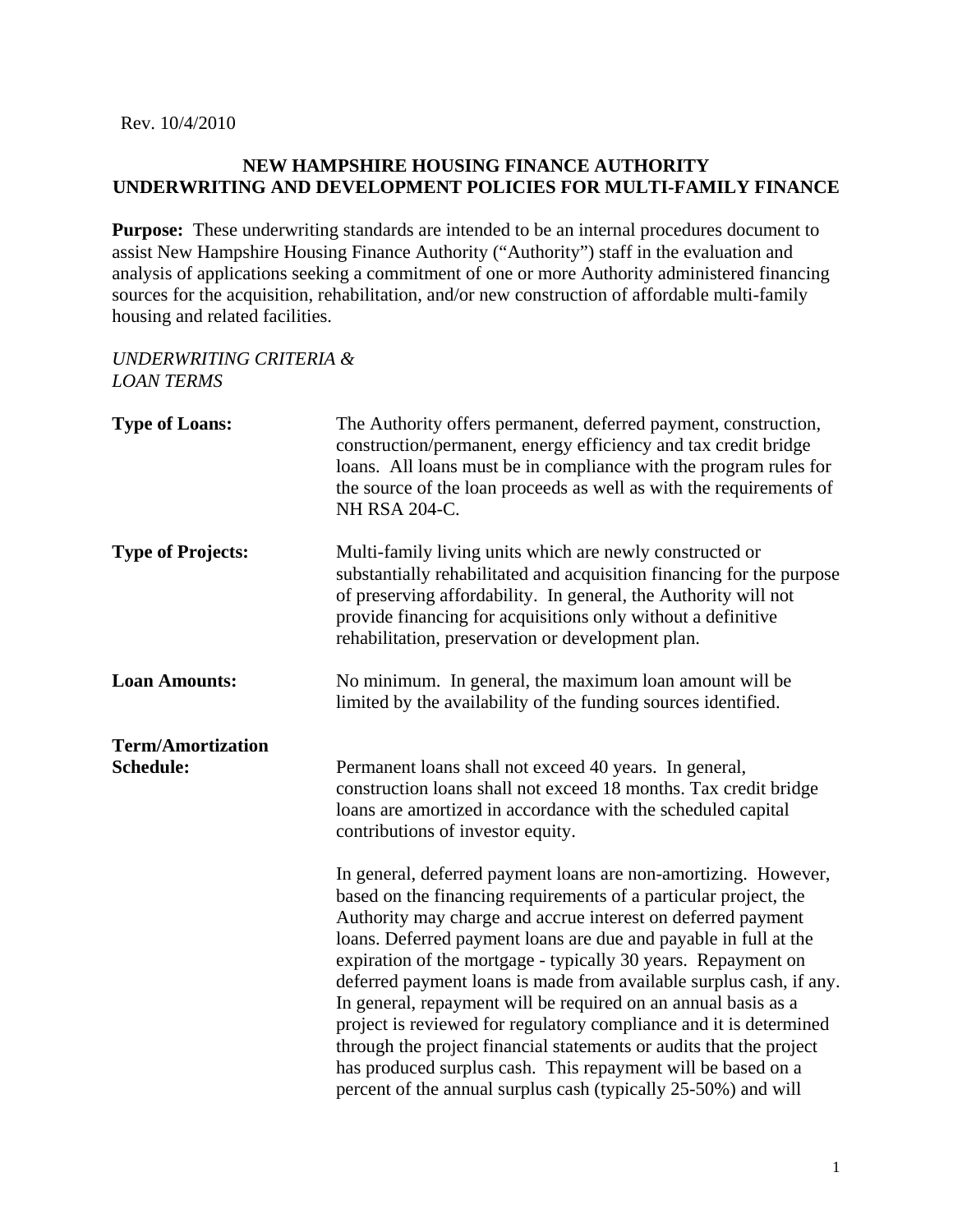Rev. 10/4/2010

# NEW HAMPSHIRE HOUSING FINANCE AUTHORITY
# UNDERWRITING AND DEVELOPMENT POLICIES FOR MULTI-FAMILY FINANCE

**Purpose:** These underwriting standards are intended to be an internal procedures document to assist New Hampshire Housing Finance Authority ("Authority") staff in the evaluation and analysis of applications seeking a commitment of one or more Authority administered financing sources for the acquisition, rehabilitation, and/or new construction of affordable multi-family housing and related facilities.

*UNDERWRITING CRITERIA & LOAN TERMS*

**Type of Loans:** The Authority offers permanent, deferred payment, construction, construction/permanent, energy efficiency and tax credit bridge loans. All loans must be in compliance with the program rules for the source of the loan proceeds as well as with the requirements of NH RSA 204-C.

**Type of Projects:** Multi-family living units which are newly constructed or substantially rehabilitated and acquisition financing for the purpose of preserving affordability. In general, the Authority will not provide financing for acquisitions only without a definitive rehabilitation, preservation or development plan.

**Loan Amounts:** No minimum. In general, the maximum loan amount will be limited by the availability of the funding sources identified.

**Term/Amortization Schedule:** Permanent loans shall not exceed 40 years. In general, construction loans shall not exceed 18 months. Tax credit bridge loans are amortized in accordance with the scheduled capital contributions of investor equity.

In general, deferred payment loans are non-amortizing. However, based on the financing requirements of a particular project, the Authority may charge and accrue interest on deferred payment loans. Deferred payment loans are due and payable in full at the expiration of the mortgage - typically 30 years. Repayment on deferred payment loans is made from available surplus cash, if any. In general, repayment will be required on an annual basis as a project is reviewed for regulatory compliance and it is determined through the project financial statements or audits that the project has produced surplus cash. This repayment will be based on a percent of the annual surplus cash (typically 25-50%) and will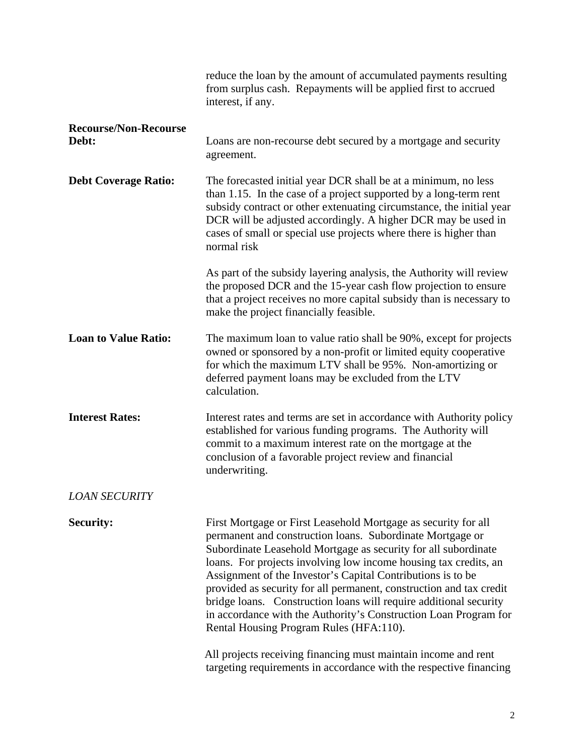reduce the loan by the amount of accumulated payments resulting from surplus cash. Repayments will be applied first to accrued interest, if any.

**Recourse/Non-Recourse Debt:** Loans are non-recourse debt secured by a mortgage and security agreement.

**Debt Coverage Ratio:** The forecasted initial year DCR shall be at a minimum, no less than 1.15. In the case of a project supported by a long-term rent subsidy contract or other extenuating circumstance, the initial year DCR will be adjusted accordingly. A higher DCR may be used in cases of small or special use projects where there is higher than normal risk

As part of the subsidy layering analysis, the Authority will review the proposed DCR and the 15-year cash flow projection to ensure that a project receives no more capital subsidy than is necessary to make the project financially feasible.

**Loan to Value Ratio:** The maximum loan to value ratio shall be 90%, except for projects owned or sponsored by a non-profit or limited equity cooperative for which the maximum LTV shall be 95%. Non-amortizing or deferred payment loans may be excluded from the LTV calculation.

**Interest Rates:** Interest rates and terms are set in accordance with Authority policy established for various funding programs. The Authority will commit to a maximum interest rate on the mortgage at the conclusion of a favorable project review and financial underwriting.

*LOAN SECURITY*

**Security:** First Mortgage or First Leasehold Mortgage as security for all permanent and construction loans. Subordinate Mortgage or Subordinate Leasehold Mortgage as security for all subordinate loans. For projects involving low income housing tax credits, an Assignment of the Investor's Capital Contributions is to be provided as security for all permanent, construction and tax credit bridge loans. Construction loans will require additional security in accordance with the Authority's Construction Loan Program for Rental Housing Program Rules (HFA:110).

All projects receiving financing must maintain income and rent targeting requirements in accordance with the respective financing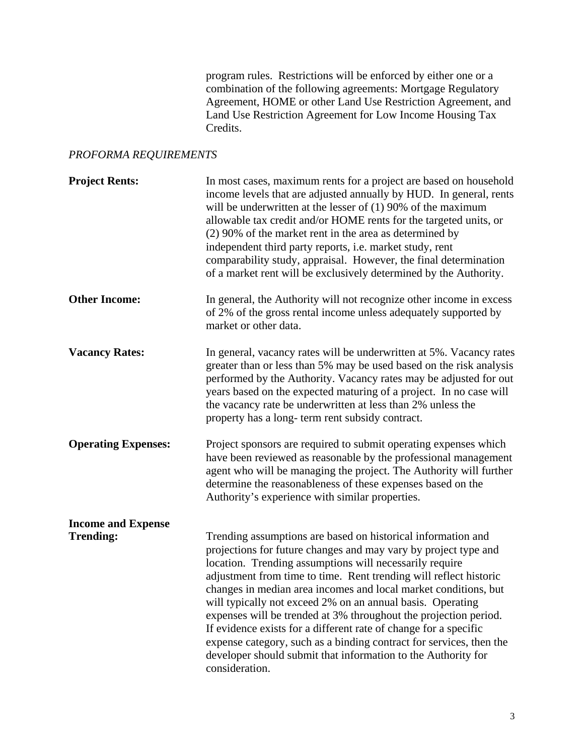program rules. Restrictions will be enforced by either one or a combination of the following agreements: Mortgage Regulatory Agreement, HOME or other Land Use Restriction Agreement, and Land Use Restriction Agreement for Low Income Housing Tax Credits.

*PROFORMA REQUIREMENTS*

**Project Rents:** In most cases, maximum rents for a project are based on household income levels that are adjusted annually by HUD. In general, rents will be underwritten at the lesser of (1) 90% of the maximum allowable tax credit and/or HOME rents for the targeted units, or (2) 90% of the market rent in the area as determined by independent third party reports, i.e. market study, rent comparability study, appraisal. However, the final determination of a market rent will be exclusively determined by the Authority.

**Other Income:** In general, the Authority will not recognize other income in excess of 2% of the gross rental income unless adequately supported by market or other data.

**Vacancy Rates:** In general, vacancy rates will be underwritten at 5%. Vacancy rates greater than or less than 5% may be used based on the risk analysis performed by the Authority. Vacancy rates may be adjusted for out years based on the expected maturing of a project. In no case will the vacancy rate be underwritten at less than 2% unless the property has a long- term rent subsidy contract.

**Operating Expenses:** Project sponsors are required to submit operating expenses which have been reviewed as reasonable by the professional management agent who will be managing the project. The Authority will further determine the reasonableness of these expenses based on the Authority's experience with similar properties.

**Income and Expense Trending:** Trending assumptions are based on historical information and projections for future changes and may vary by project type and location. Trending assumptions will necessarily require adjustment from time to time. Rent trending will reflect historic changes in median area incomes and local market conditions, but will typically not exceed 2% on an annual basis. Operating expenses will be trended at 3% throughout the projection period. If evidence exists for a different rate of change for a specific expense category, such as a binding contract for services, then the developer should submit that information to the Authority for consideration.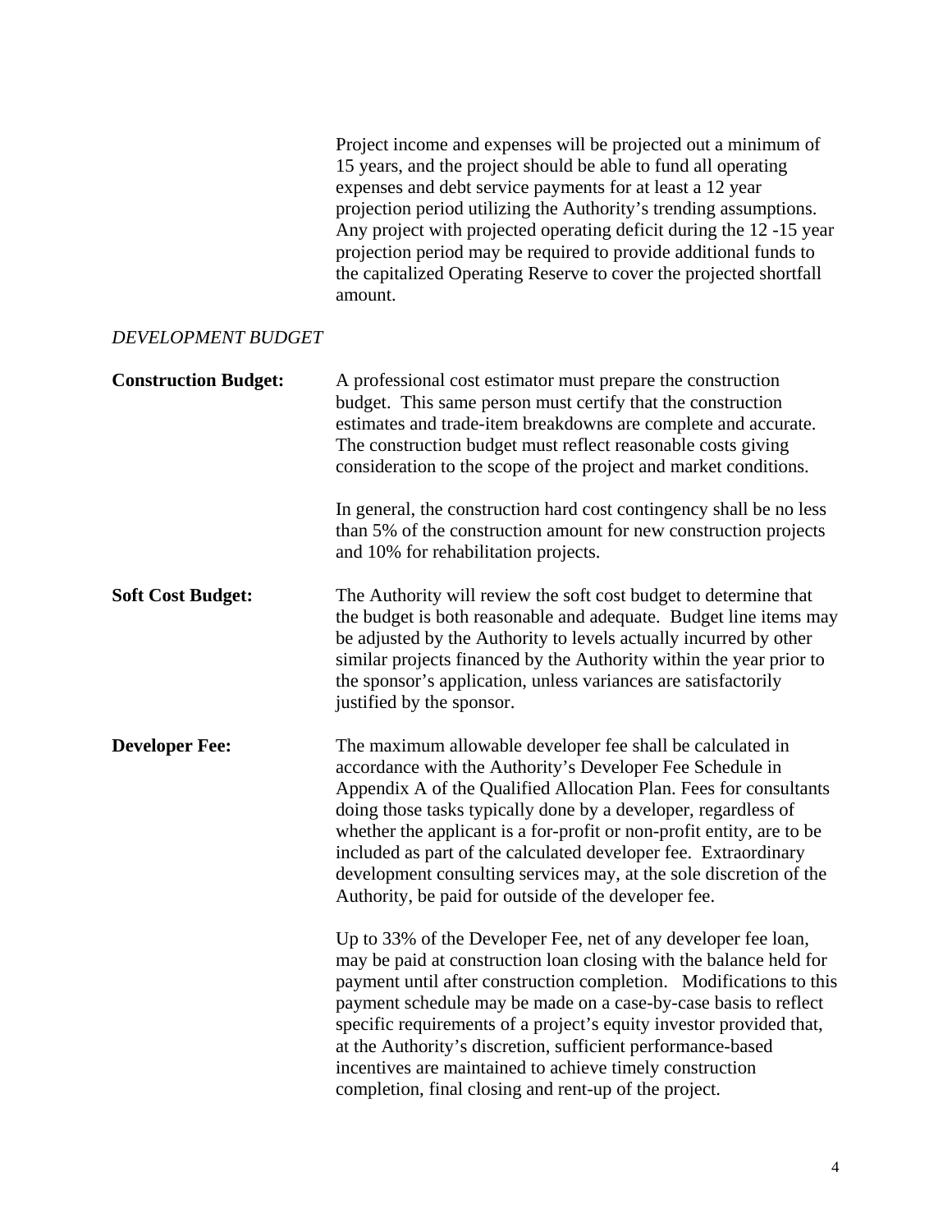Project income and expenses will be projected out a minimum of 15 years, and the project should be able to fund all operating expenses and debt service payments for at least a 12 year projection period utilizing the Authority's trending assumptions. Any project with projected operating deficit during the 12 -15 year projection period may be required to provide additional funds to the capitalized Operating Reserve to cover the projected shortfall amount.

*DEVELOPMENT BUDGET*

**Construction Budget:** A professional cost estimator must prepare the construction budget. This same person must certify that the construction estimates and trade-item breakdowns are complete and accurate. The construction budget must reflect reasonable costs giving consideration to the scope of the project and market conditions.

In general, the construction hard cost contingency shall be no less than 5% of the construction amount for new construction projects and 10% for rehabilitation projects.

**Soft Cost Budget:** The Authority will review the soft cost budget to determine that the budget is both reasonable and adequate. Budget line items may be adjusted by the Authority to levels actually incurred by other similar projects financed by the Authority within the year prior to the sponsor's application, unless variances are satisfactorily justified by the sponsor.

**Developer Fee:** The maximum allowable developer fee shall be calculated in accordance with the Authority's Developer Fee Schedule in Appendix A of the Qualified Allocation Plan. Fees for consultants doing those tasks typically done by a developer, regardless of whether the applicant is a for-profit or non-profit entity, are to be included as part of the calculated developer fee. Extraordinary development consulting services may, at the sole discretion of the Authority, be paid for outside of the developer fee.

Up to 33% of the Developer Fee, net of any developer fee loan, may be paid at construction loan closing with the balance held for payment until after construction completion. Modifications to this payment schedule may be made on a case-by-case basis to reflect specific requirements of a project's equity investor provided that, at the Authority's discretion, sufficient performance-based incentives are maintained to achieve timely construction completion, final closing and rent-up of the project.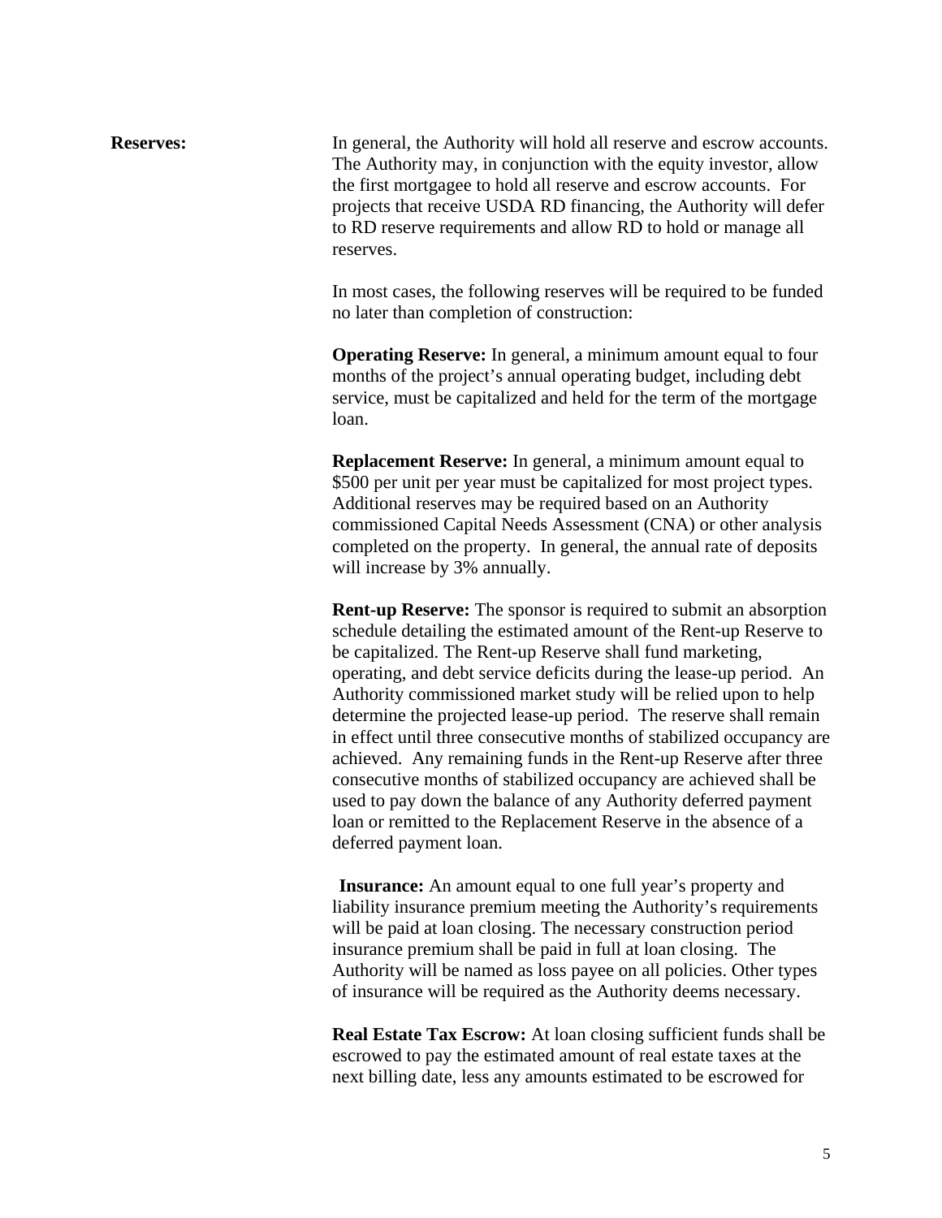**Reserves:**

In general, the Authority will hold all reserve and escrow accounts. The Authority may, in conjunction with the equity investor, allow the first mortgagee to hold all reserve and escrow accounts. For projects that receive USDA RD financing, the Authority will defer to RD reserve requirements and allow RD to hold or manage all reserves.

In most cases, the following reserves will be required to be funded no later than completion of construction:

**Operating Reserve:** In general, a minimum amount equal to four months of the project's annual operating budget, including debt service, must be capitalized and held for the term of the mortgage loan.

**Replacement Reserve:** In general, a minimum amount equal to $500 per unit per year must be capitalized for most project types. Additional reserves may be required based on an Authority commissioned Capital Needs Assessment (CNA) or other analysis completed on the property. In general, the annual rate of deposits will increase by 3% annually.

**Rent-up Reserve:** The sponsor is required to submit an absorption schedule detailing the estimated amount of the Rent-up Reserve to be capitalized. The Rent-up Reserve shall fund marketing, operating, and debt service deficits during the lease-up period. An Authority commissioned market study will be relied upon to help determine the projected lease-up period. The reserve shall remain in effect until three consecutive months of stabilized occupancy are achieved. Any remaining funds in the Rent-up Reserve after three consecutive months of stabilized occupancy are achieved shall be used to pay down the balance of any Authority deferred payment loan or remitted to the Replacement Reserve in the absence of a deferred payment loan.

**Insurance:** An amount equal to one full year's property and liability insurance premium meeting the Authority's requirements will be paid at loan closing. The necessary construction period insurance premium shall be paid in full at loan closing. The Authority will be named as loss payee on all policies. Other types of insurance will be required as the Authority deems necessary.

**Real Estate Tax Escrow:** At loan closing sufficient funds shall be escrowed to pay the estimated amount of real estate taxes at the next billing date, less any amounts estimated to be escrowed for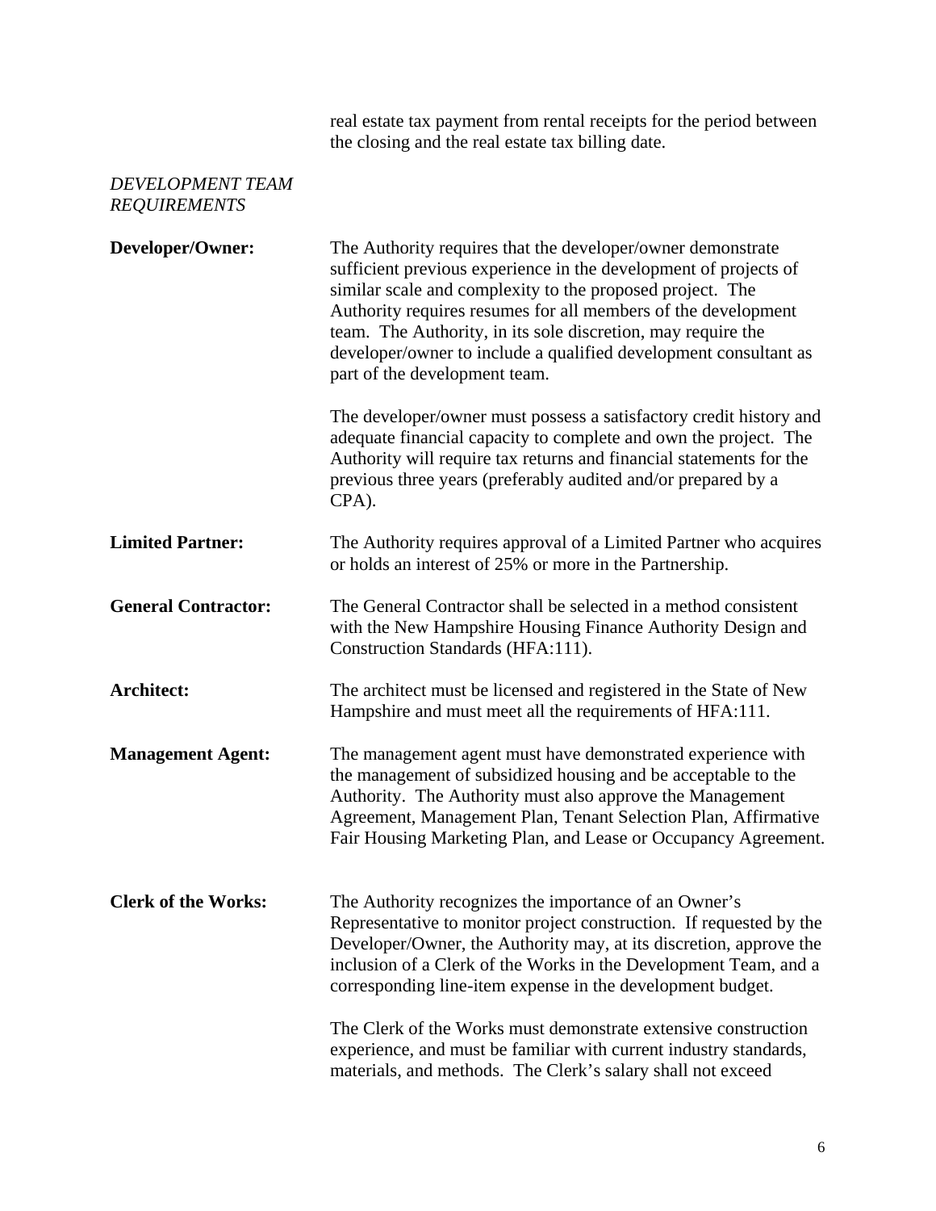real estate tax payment from rental receipts for the period between the closing and the real estate tax billing date.

*DEVELOPMENT TEAM REQUIREMENTS*

**Developer/Owner:** The Authority requires that the developer/owner demonstrate sufficient previous experience in the development of projects of similar scale and complexity to the proposed project. The Authority requires resumes for all members of the development team. The Authority, in its sole discretion, may require the developer/owner to include a qualified development consultant as part of the development team.

The developer/owner must possess a satisfactory credit history and adequate financial capacity to complete and own the project. The Authority will require tax returns and financial statements for the previous three years (preferably audited and/or prepared by a CPA).

**Limited Partner:** The Authority requires approval of a Limited Partner who acquires or holds an interest of 25% or more in the Partnership.

**General Contractor:** The General Contractor shall be selected in a method consistent with the New Hampshire Housing Finance Authority Design and Construction Standards (HFA:111).

**Architect:** The architect must be licensed and registered in the State of New Hampshire and must meet all the requirements of HFA:111.

**Management Agent:** The management agent must have demonstrated experience with the management of subsidized housing and be acceptable to the Authority. The Authority must also approve the Management Agreement, Management Plan, Tenant Selection Plan, Affirmative Fair Housing Marketing Plan, and Lease or Occupancy Agreement.

**Clerk of the Works:** The Authority recognizes the importance of an Owner's Representative to monitor project construction. If requested by the Developer/Owner, the Authority may, at its discretion, approve the inclusion of a Clerk of the Works in the Development Team, and a corresponding line-item expense in the development budget.

The Clerk of the Works must demonstrate extensive construction experience, and must be familiar with current industry standards, materials, and methods. The Clerk's salary shall not exceed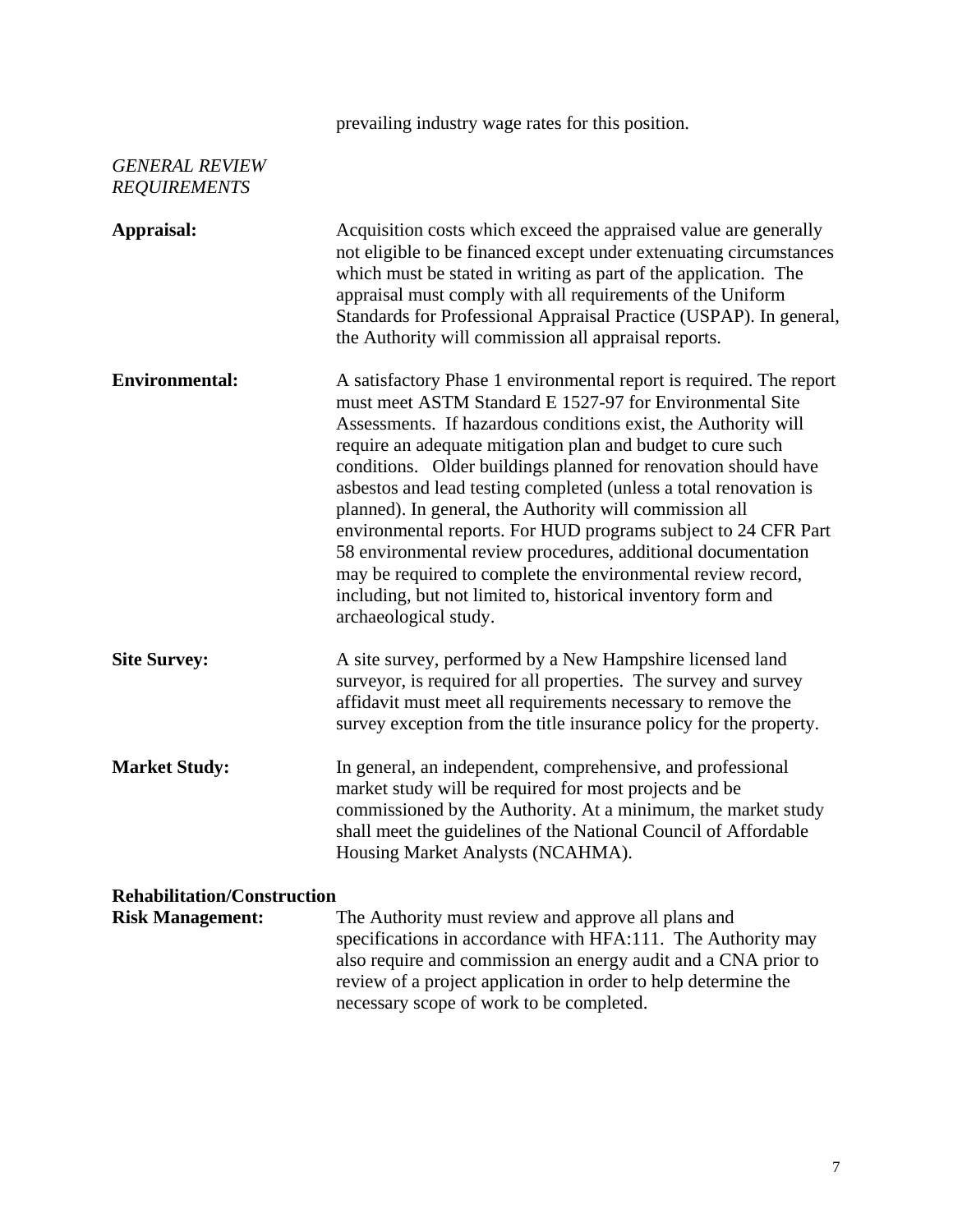prevailing industry wage rates for this position.

*GENERAL REVIEW REQUIREMENTS*

**Appraisal:** Acquisition costs which exceed the appraised value are generally not eligible to be financed except under extenuating circumstances which must be stated in writing as part of the application. The appraisal must comply with all requirements of the Uniform Standards for Professional Appraisal Practice (USPAP). In general, the Authority will commission all appraisal reports.

**Environmental:** A satisfactory Phase 1 environmental report is required. The report must meet ASTM Standard E 1527-97 for Environmental Site Assessments. If hazardous conditions exist, the Authority will require an adequate mitigation plan and budget to cure such conditions. Older buildings planned for renovation should have asbestos and lead testing completed (unless a total renovation is planned). In general, the Authority will commission all environmental reports. For HUD programs subject to 24 CFR Part 58 environmental review procedures, additional documentation may be required to complete the environmental review record, including, but not limited to, historical inventory form and archaeological study.

**Site Survey:** A site survey, performed by a New Hampshire licensed land surveyor, is required for all properties. The survey and survey affidavit must meet all requirements necessary to remove the survey exception from the title insurance policy for the property.

**Market Study:** In general, an independent, comprehensive, and professional market study will be required for most projects and be commissioned by the Authority. At a minimum, the market study shall meet the guidelines of the National Council of Affordable Housing Market Analysts (NCAHMA).

**Rehabilitation/Construction Risk Management:** The Authority must review and approve all plans and specifications in accordance with HFA:111. The Authority may also require and commission an energy audit and a CNA prior to review of a project application in order to help determine the necessary scope of work to be completed.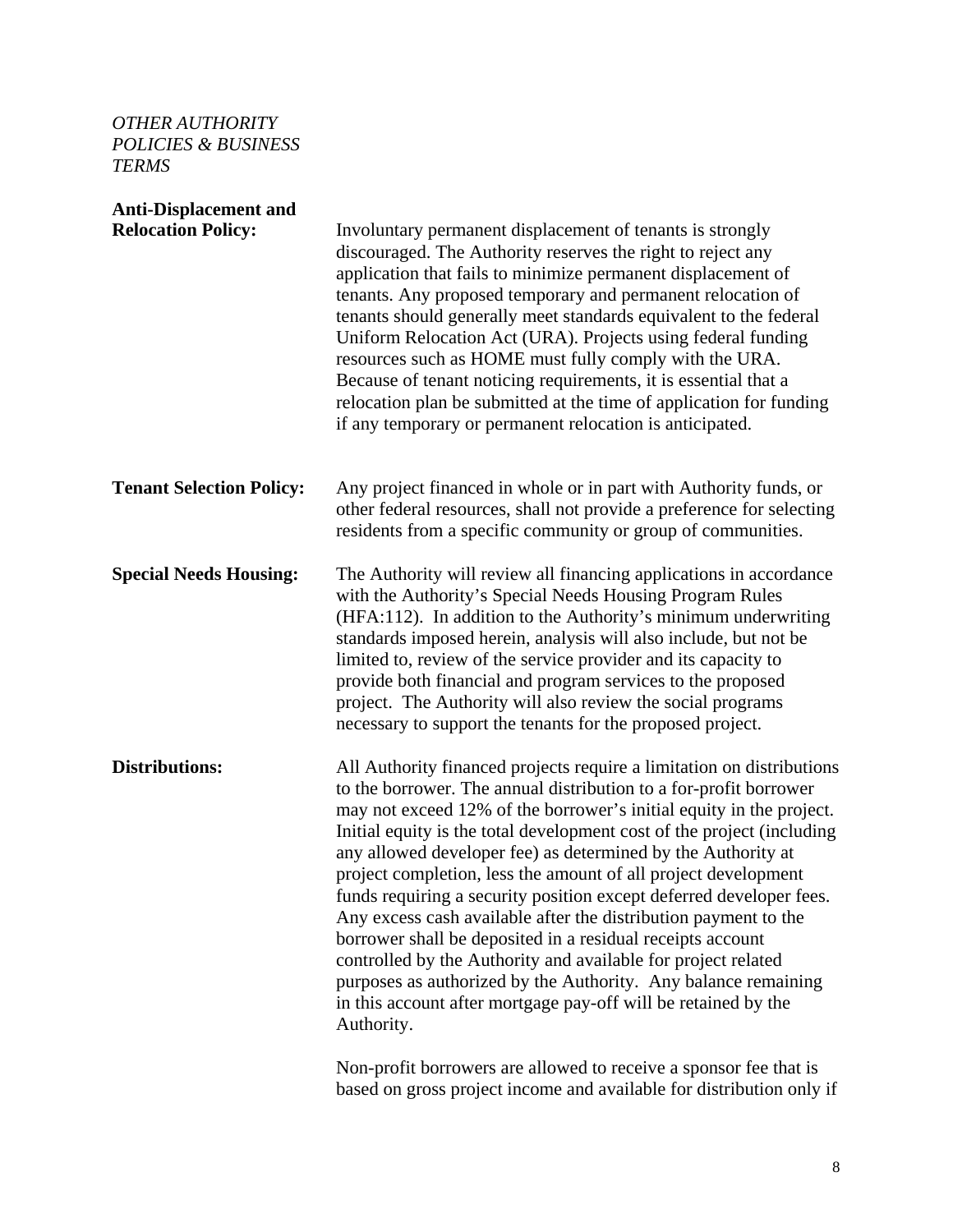*OTHER AUTHORITY POLICIES & BUSINESS TERMS*

**Anti-Displacement and Relocation Policy:** Involuntary permanent displacement of tenants is strongly discouraged. The Authority reserves the right to reject any application that fails to minimize permanent displacement of tenants. Any proposed temporary and permanent relocation of tenants should generally meet standards equivalent to the federal Uniform Relocation Act (URA). Projects using federal funding resources such as HOME must fully comply with the URA. Because of tenant noticing requirements, it is essential that a relocation plan be submitted at the time of application for funding if any temporary or permanent relocation is anticipated.

**Tenant Selection Policy:** Any project financed in whole or in part with Authority funds, or other federal resources, shall not provide a preference for selecting residents from a specific community or group of communities.

**Special Needs Housing:** The Authority will review all financing applications in accordance with the Authority's Special Needs Housing Program Rules (HFA:112). In addition to the Authority's minimum underwriting standards imposed herein, analysis will also include, but not be limited to, review of the service provider and its capacity to provide both financial and program services to the proposed project. The Authority will also review the social programs necessary to support the tenants for the proposed project.

**Distributions:** All Authority financed projects require a limitation on distributions to the borrower. The annual distribution to a for-profit borrower may not exceed 12% of the borrower's initial equity in the project. Initial equity is the total development cost of the project (including any allowed developer fee) as determined by the Authority at project completion, less the amount of all project development funds requiring a security position except deferred developer fees. Any excess cash available after the distribution payment to the borrower shall be deposited in a residual receipts account controlled by the Authority and available for project related purposes as authorized by the Authority. Any balance remaining in this account after mortgage pay-off will be retained by the Authority.

Non-profit borrowers are allowed to receive a sponsor fee that is based on gross project income and available for distribution only if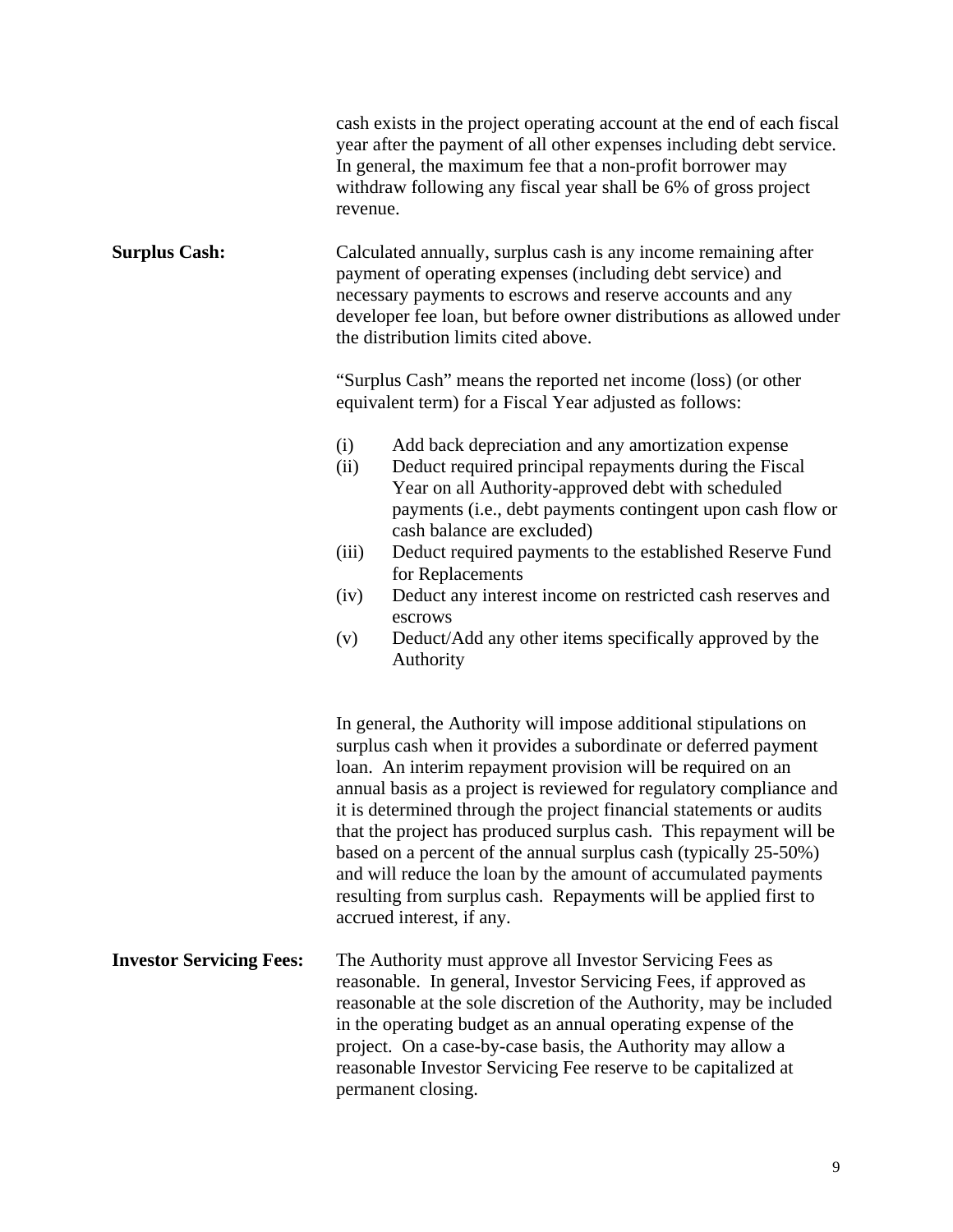cash exists in the project operating account at the end of each fiscal year after the payment of all other expenses including debt service. In general, the maximum fee that a non-profit borrower may withdraw following any fiscal year shall be 6% of gross project revenue.

**Surplus Cash:**

Calculated annually, surplus cash is any income remaining after payment of operating expenses (including debt service) and necessary payments to escrows and reserve accounts and any developer fee loan, but before owner distributions as allowed under the distribution limits cited above.

"Surplus Cash" means the reported net income (loss) (or other equivalent term) for a Fiscal Year adjusted as follows:

(i) Add back depreciation and any amortization expense
(ii) Deduct required principal repayments during the Fiscal Year on all Authority-approved debt with scheduled payments (i.e., debt payments contingent upon cash flow or cash balance are excluded)
(iii) Deduct required payments to the established Reserve Fund for Replacements
(iv) Deduct any interest income on restricted cash reserves and escrows
(v) Deduct/Add any other items specifically approved by the Authority

In general, the Authority will impose additional stipulations on surplus cash when it provides a subordinate or deferred payment loan. An interim repayment provision will be required on an annual basis as a project is reviewed for regulatory compliance and it is determined through the project financial statements or audits that the project has produced surplus cash. This repayment will be based on a percent of the annual surplus cash (typically 25-50%) and will reduce the loan by the amount of accumulated payments resulting from surplus cash. Repayments will be applied first to accrued interest, if any.

**Investor Servicing Fees:**

The Authority must approve all Investor Servicing Fees as reasonable. In general, Investor Servicing Fees, if approved as reasonable at the sole discretion of the Authority, may be included in the operating budget as an annual operating expense of the project. On a case-by-case basis, the Authority may allow a reasonable Investor Servicing Fee reserve to be capitalized at permanent closing.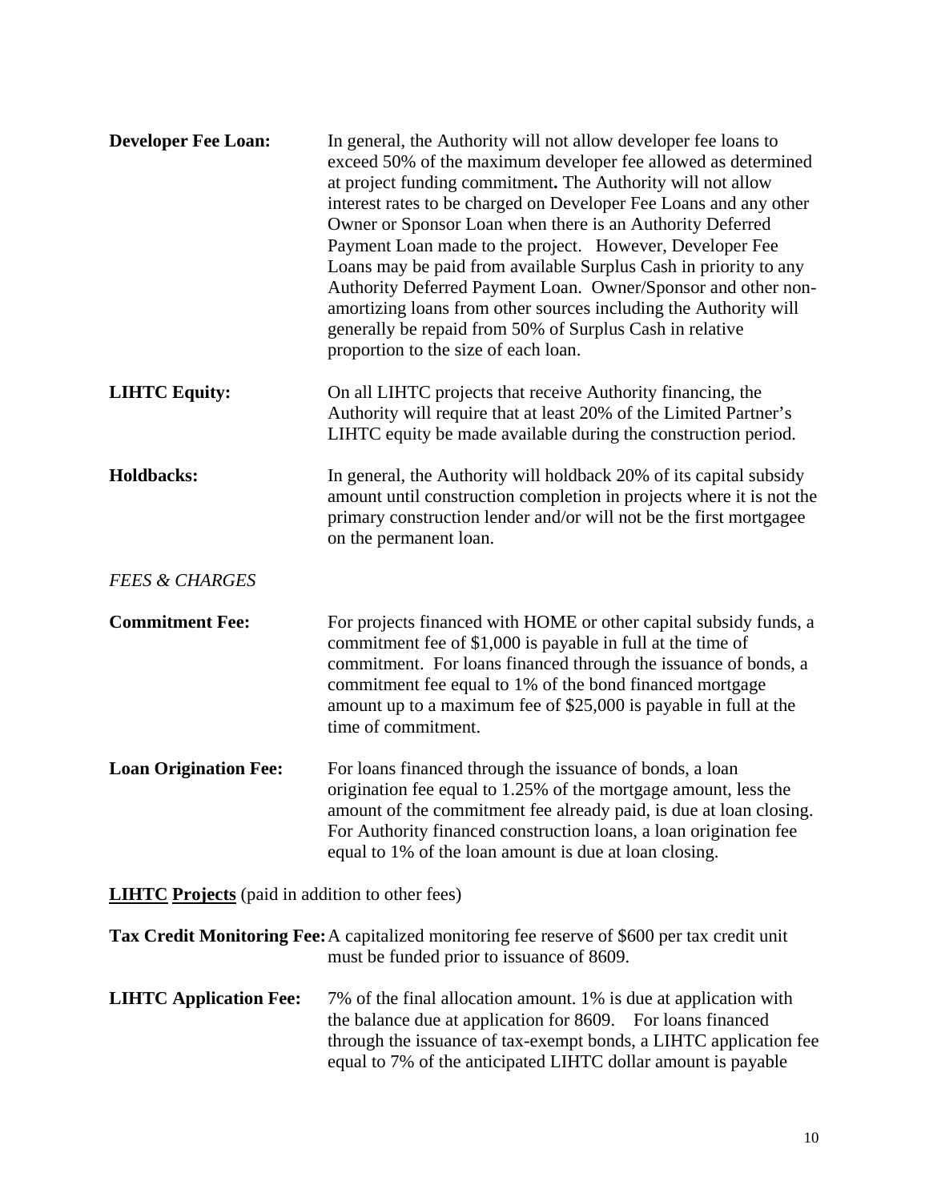**Developer Fee Loan:** In general, the Authority will not allow developer fee loans to exceed 50% of the maximum developer fee allowed as determined at project funding commitment**.** The Authority will not allow interest rates to be charged on Developer Fee Loans and any other Owner or Sponsor Loan when there is an Authority Deferred Payment Loan made to the project. However, Developer Fee Loans may be paid from available Surplus Cash in priority to any Authority Deferred Payment Loan. Owner/Sponsor and other non-amortizing loans from other sources including the Authority will generally be repaid from 50% of Surplus Cash in relative proportion to the size of each loan.

**LIHTC Equity:** On all LIHTC projects that receive Authority financing, the Authority will require that at least 20% of the Limited Partner's LIHTC equity be made available during the construction period.

**Holdbacks:** In general, the Authority will holdback 20% of its capital subsidy amount until construction completion in projects where it is not the primary construction lender and/or will not be the first mortgagee on the permanent loan.

*FEES & CHARGES*

**Commitment Fee:** For projects financed with HOME or other capital subsidy funds, a commitment fee of $1,000 is payable in full at the time of commitment. For loans financed through the issuance of bonds, a commitment fee equal to 1% of the bond financed mortgage amount up to a maximum fee of $25,000 is payable in full at the time of commitment.

**Loan Origination Fee:** For loans financed through the issuance of bonds, a loan origination fee equal to 1.25% of the mortgage amount, less the amount of the commitment fee already paid, is due at loan closing. For Authority financed construction loans, a loan origination fee equal to 1% of the loan amount is due at loan closing.

**<u>LIHTC</u> <u>Projects</u>** (paid in addition to other fees)

**Tax Credit Monitoring Fee:** A capitalized monitoring fee reserve of $600 per tax credit unit must be funded prior to issuance of 8609.

**LIHTC Application Fee:** 7% of the final allocation amount. 1% is due at application with the balance due at application for 8609. For loans financed through the issuance of tax-exempt bonds, a LIHTC application fee equal to 7% of the anticipated LIHTC dollar amount is payable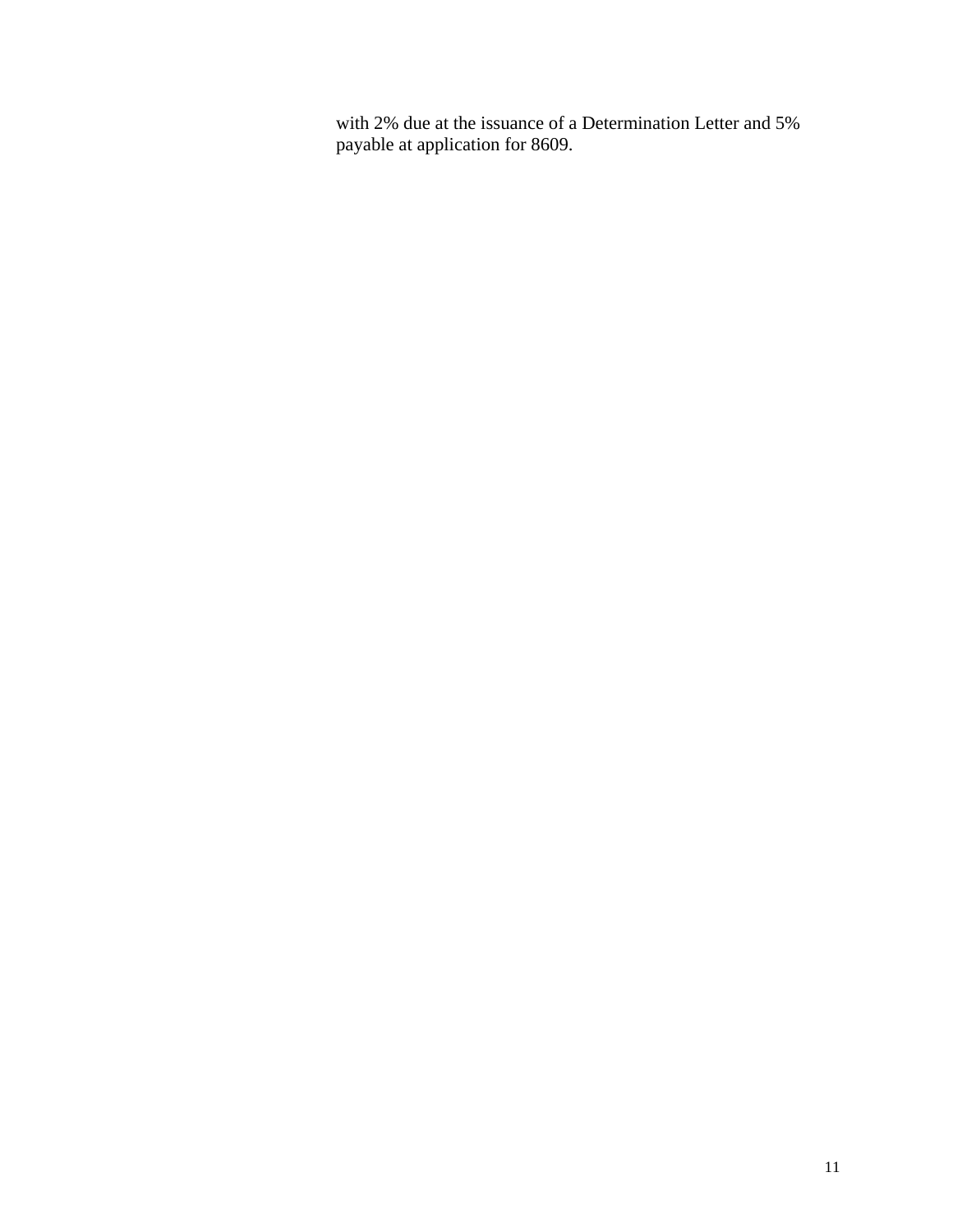with 2% due at the issuance of a Determination Letter and 5% payable at application for 8609.